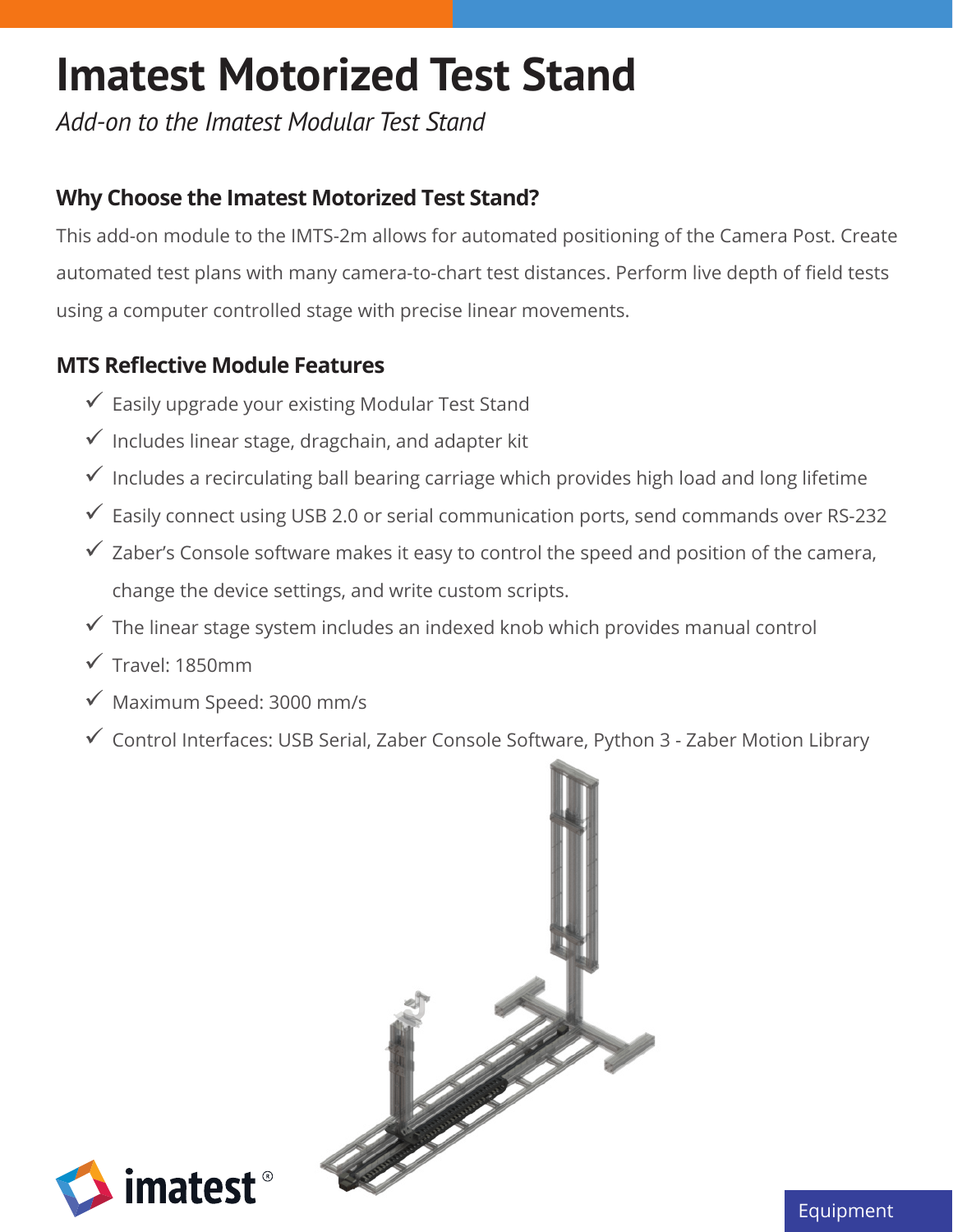# Imatest Motorized Test Stand

*Add-on to the Imatest Modular Test Stand*

## Why Choose the Imatest Motorized Test Stand?

This add-on module to the IMTS-2m allows for automated positioning of the Camera Post. Create automated test plans with many camera-to-chart test distances. Perform live depth of field tests using a computer controlled stage with precise linear movements.

## MTS Reflective Module Features

- ✓ Easily upgrade your existing Modular Test Stand
- ✓ Includes linear stage, dragchain, and adapter kit
- ✓ Includes a recirculating ball bearing carriage which provides high load and long lifetime
- ✓ Easily connect using USB 2.0 or serial communication ports, send commands over RS-232
- ✓ Zaber's Console software makes it easy to control the speed and position of the camera, change the device settings, and write custom scripts.
- ✓ The linear stage system includes an indexed knob which provides manual control
- ✓ Travel: 1850mm
- ✓ Maximum Speed: 3000 mm/s
- ✓ Control Interfaces: USB Serial, Zaber Console Software, Python 3 - Zaber Motion Library

imatest®

Equipment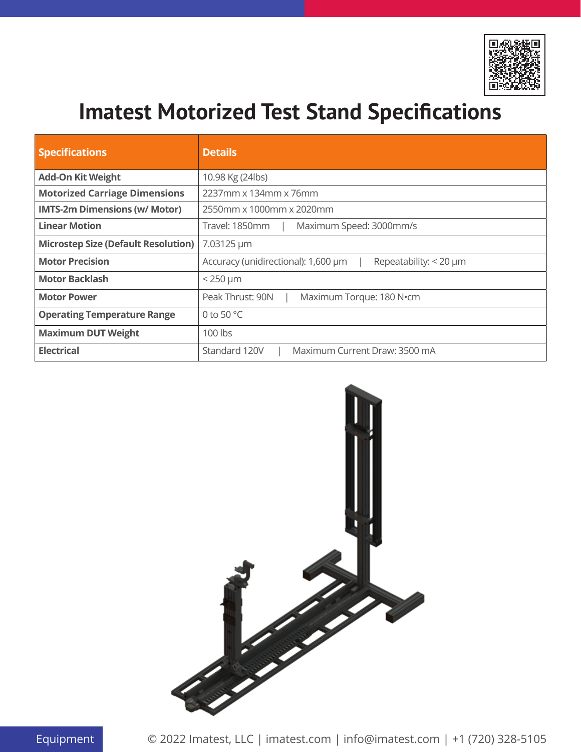# Imatest Motorized Test Stand Specifications

| Specifications | Details |
|---|---|
| **Add-On Kit Weight** | 10.98 Kg (24lbs) |
| **Motorized Carriage Dimensions** | 2237mm x 134mm x 76mm |
| **IMTS-2m Dimensions (w/ Motor)** | 2550mm x 1000mm x 2020mm |
| **Linear Motion** | Travel: 1850mm \| Maximum Speed: 3000mm/s |
| **Microstep Size (Default Resolution)** | 7.03125 μm |
| **Motor Precision** | Accuracy (unidirectional): 1,600 μm \| Repeatability: < 20 μm |
| **Motor Backlash** | < 250 μm |
| **Motor Power** | Peak Thrust: 90N \| Maximum Torque: 180 N•cm |
| **Operating Temperature Range** | 0 to 50 °C |
| **Maximum DUT Weight** | 100 lbs |
| **Electrical** | Standard 120V \| Maximum Current Draw: 3500 mA |

Equipment

© 2022 Imatest, LLC | imatest.com | info@imatest.com | +1 (720) 328-5105